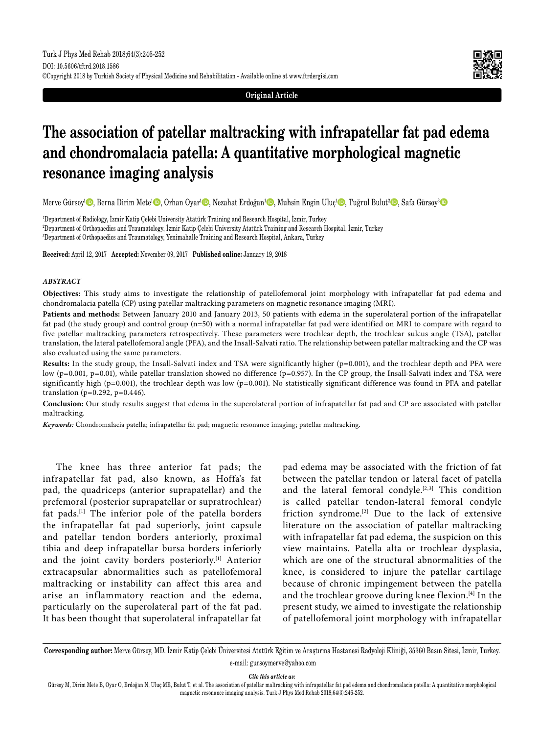Original Article

# The association of patellar maltracking with infrapatellar fat pad edema and chondromalacia patella: A quantitative morphological magnetic resonance imaging analysis

Merve Gürsoy[1], Berna Dirim Mete[1], Orhan Oyar[1], Nezahat Erdoğan[1], Muhsin Engin Uluç[1], Tuğrul Bulut[2], Safa Gürsoy[3]

[1]Department of Radiology, İzmir Katip Çelebi University Atatürk Training and Research Hospital, İzmir, Turkey
[2]Department of Orthopaedics and Traumatology, İzmir Katip Çelebi University Atatürk Training and Research Hospital, İzmir, Turkey
[3]Department of Orthopaedics and Traumatology, Yenimahalle Training and Research Hospital, Ankara, Turkey

**Received:** April 12, 2017 **Accepted:** November 09, 2017 **Published online:** January 19, 2018

### *ABSTRACT*

**Objectives:** This study aims to investigate the relationship of patellofemoral joint morphology with infrapatellar fat pad edema and chondromalacia patella (CP) using patellar maltracking parameters on magnetic resonance imaging (MRI).

**Patients and methods:** Between January 2010 and January 2013, 50 patients with edema in the superolateral portion of the infrapatellar fat pad (the study group) and control group (n=50) with a normal infrapatellar fat pad were identified on MRI to compare with regard to five patellar maltracking parameters retrospectively. These parameters were trochlear depth, the trochlear sulcus angle (TSA), patellar translation, the lateral patellofemoral angle (PFA), and the Insall-Salvati ratio. The relationship between patellar maltracking and the CP was also evaluated using the same parameters.

**Results:** In the study group, the Insall-Salvati index and TSA were significantly higher (p=0.001), and the trochlear depth and PFA were low (p=0.001, p=0.01), while patellar translation showed no difference (p=0.957). In the CP group, the Insall-Salvati index and TSA were significantly high (p=0.001), the trochlear depth was low (p=0.001). No statistically significant difference was found in PFA and patellar translation (p=0.292, p=0.446).

**Conclusion:** Our study results suggest that edema in the superolateral portion of infrapatellar fat pad and CP are associated with patellar maltracking.

***Keywords:*** Chondromalacia patella; infrapatellar fat pad; magnetic resonance imaging; patellar maltracking.

The knee has three anterior fat pads; the infrapatellar fat pad, also known, as Hoffa's fat pad, the quadriceps (anterior suprapatellar) and the prefemoral (posterior suprapatellar or supratrochlear) fat pads.[1] The inferior pole of the patella borders the infrapatellar fat pad superiorly, joint capsule and patellar tendon borders anteriorly, proximal tibia and deep infrapatellar bursa borders inferiorly and the joint cavity borders posteriorly.[1] Anterior extracapsular abnormalities such as patellofemoral maltracking or instability can affect this area and arise an inflammatory reaction and the edema, particularly on the superolateral part of the fat pad. It has been thought that superolateral infrapatellar fat pad edema may be associated with the friction of fat between the patellar tendon or lateral facet of patella and the lateral femoral condyle.[2,3] This condition is called patellar tendon-lateral femoral condyle friction syndrome.[2] Due to the lack of extensive literature on the association of patellar maltracking with infrapatellar fat pad edema, the suspicion on this view maintains. Patella alta or trochlear dysplasia, which are one of the structural abnormalities of the knee, is considered to injure the patellar cartilage because of chronic impingement between the patella and the trochlear groove during knee flexion.[4] In the present study, we aimed to investigate the relationship of patellofemoral joint morphology with infrapatellar

**Corresponding author:** Merve Gürsoy, MD. İzmir Katip Çelebi Üniversitesi Atatürk Eğitim ve Araştırma Hastanesi Radyoloji Kliniği, 35360 Basın Sitesi, İzmir, Turkey.
e-mail: gursoymerve@yahoo.com

*Cite this article as:*
Gürsoy M, Dirim Mete B, Oyar O, Erdoğan N, Uluç ME, Bulut T, et al. The association of patellar maltracking with infrapatellar fat pad edema and chondromalacia patella: A quantitative morphological magnetic resonance imaging analysis. Turk J Phys Med Rehab 2018;64(3):246-252.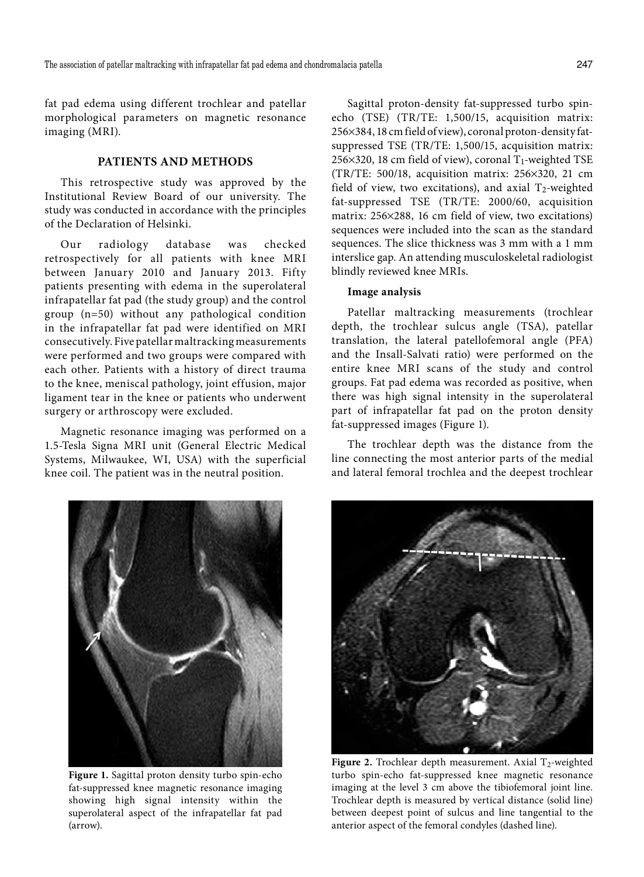fat pad edema using different trochlear and patellar morphological parameters on magnetic resonance imaging (MRI).

## PATIENTS AND METHODS

This retrospective study was approved by the Institutional Review Board of our university. The study was conducted in accordance with the principles of the Declaration of Helsinki.

Our radiology database was checked retrospectively for all patients with knee MRI between January 2010 and January 2013. Fifty patients presenting with edema in the superolateral infrapatellar fat pad (the study group) and the control group (n=50) without any pathological condition in the infrapatellar fat pad were identified on MRI consecutively. Five patellar maltracking measurements were performed and two groups were compared with each other. Patients with a history of direct trauma to the knee, meniscal pathology, joint effusion, major ligament tear in the knee or patients who underwent surgery or arthroscopy were excluded.

Magnetic resonance imaging was performed on a 1.5-Tesla Signa MRI unit (General Electric Medical Systems, Milwaukee, WI, USA) with the superficial knee coil. The patient was in the neutral position.

Sagittal proton-density fat-suppressed turbo spin-echo (TSE) (TR/TE: 1,500/15, acquisition matrix: 256×384, 18 cm field of view), coronal proton-density fat-suppressed TSE (TR/TE: 1,500/15, acquisition matrix: 256×320, 18 cm field of view), coronal $T_1$-weighted TSE (TR/TE: 500/18, acquisition matrix: 256×320, 21 cm field of view, two excitations), and axial $T_2$-weighted fat-suppressed TSE (TR/TE: 2000/60, acquisition matrix: 256×288, 16 cm field of view, two excitations) sequences were included into the scan as the standard sequences. The slice thickness was 3 mm with a 1 mm interslice gap. An attending musculoskeletal radiologist blindly reviewed knee MRIs.

### Image analysis

Patellar maltracking measurements (trochlear depth, the trochlear sulcus angle (TSA), patellar translation, the lateral patellofemoral angle (PFA) and the Insall-Salvati ratio) were performed on the entire knee MRI scans of the study and control groups. Fat pad edema was recorded as positive, when there was high signal intensity in the superolateral part of infrapatellar fat pad on the proton density fat-suppressed images (Figure 1).

The trochlear depth was the distance from the line connecting the most anterior parts of the medial and lateral femoral trochlea and the deepest trochlear

**Figure 1.** Sagittal proton density turbo spin-echo fat-suppressed knee magnetic resonance imaging showing high signal intensity within the superolateral aspect of the infrapatellar fat pad (arrow).

**Figure 2.** Trochlear depth measurement. Axial $T_2$-weighted turbo spin-echo fat-suppressed knee magnetic resonance imaging at the level 3 cm above the tibiofemoral joint line. Trochlear depth is measured by vertical distance (solid line) between deepest point of sulcus and line tangential to the anterior aspect of the femoral condyles (dashed line).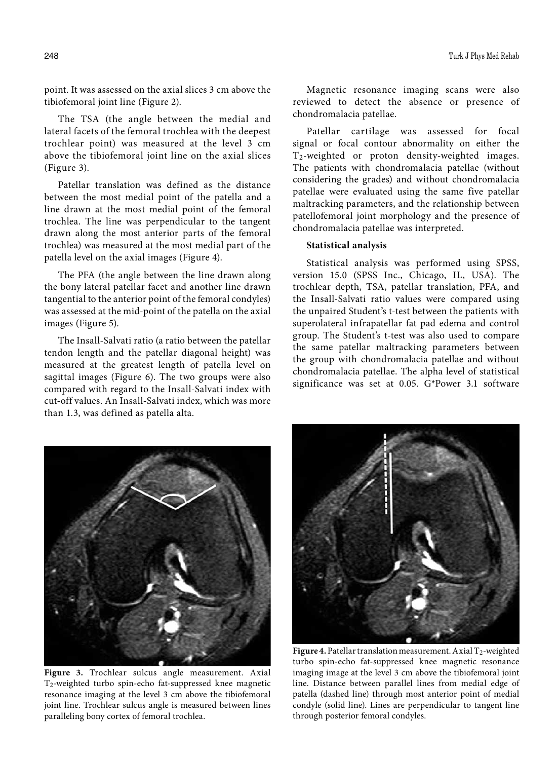point. It was assessed on the axial slices 3 cm above the tibiofemoral joint line (Figure 2).

The TSA (the angle between the medial and lateral facets of the femoral trochlea with the deepest trochlear point) was measured at the level 3 cm above the tibiofemoral joint line on the axial slices (Figure 3).

Patellar translation was defined as the distance between the most medial point of the patella and a line drawn at the most medial point of the femoral trochlea. The line was perpendicular to the tangent drawn along the most anterior parts of the femoral trochlea) was measured at the most medial part of the patella level on the axial images (Figure 4).

The PFA (the angle between the line drawn along the bony lateral patellar facet and another line drawn tangential to the anterior point of the femoral condyles) was assessed at the mid-point of the patella on the axial images (Figure 5).

The Insall-Salvati ratio (a ratio between the patellar tendon length and the patellar diagonal height) was measured at the greatest length of patella level on sagittal images (Figure 6). The two groups were also compared with regard to the Insall-Salvati index with cut-off values. An Insall-Salvati index, which was more than 1.3, was defined as patella alta.

Magnetic resonance imaging scans were also reviewed to detect the absence or presence of chondromalacia patellae.

Patellar cartilage was assessed for focal signal or focal contour abnormality on either the $T_2$-weighted or proton density-weighted images. The patients with chondromalacia patellae (without considering the grades) and without chondromalacia patellae were evaluated using the same five patellar maltracking parameters, and the relationship between patellofemoral joint morphology and the presence of chondromalacia patellae was interpreted.

**Statistical analysis**

Statistical analysis was performed using SPSS, version 15.0 (SPSS Inc., Chicago, IL, USA). The trochlear depth, TSA, patellar translation, PFA, and the Insall-Salvati ratio values were compared using the unpaired Student's t-test between the patients with superolateral infrapatellar fat pad edema and control group. The Student's t-test was also used to compare the same patellar maltracking parameters between the group with chondromalacia patellae and without chondromalacia patellae. The alpha level of statistical significance was set at 0.05. G*Power 3.1 software

**Figure 3.** Trochlear sulcus angle measurement. Axial $T_2$-weighted turbo spin-echo fat-suppressed knee magnetic resonance imaging at the level 3 cm above the tibiofemoral joint line. Trochlear sulcus angle is measured between lines paralleling bony cortex of femoral trochlea.

**Figure 4.** Patellar translation measurement. Axial $T_2$-weighted turbo spin-echo fat-suppressed knee magnetic resonance imaging image at the level 3 cm above the tibiofemoral joint line. Distance between parallel lines from medial edge of patella (dashed line) through most anterior point of medial condyle (solid line). Lines are perpendicular to tangent line through posterior femoral condyles.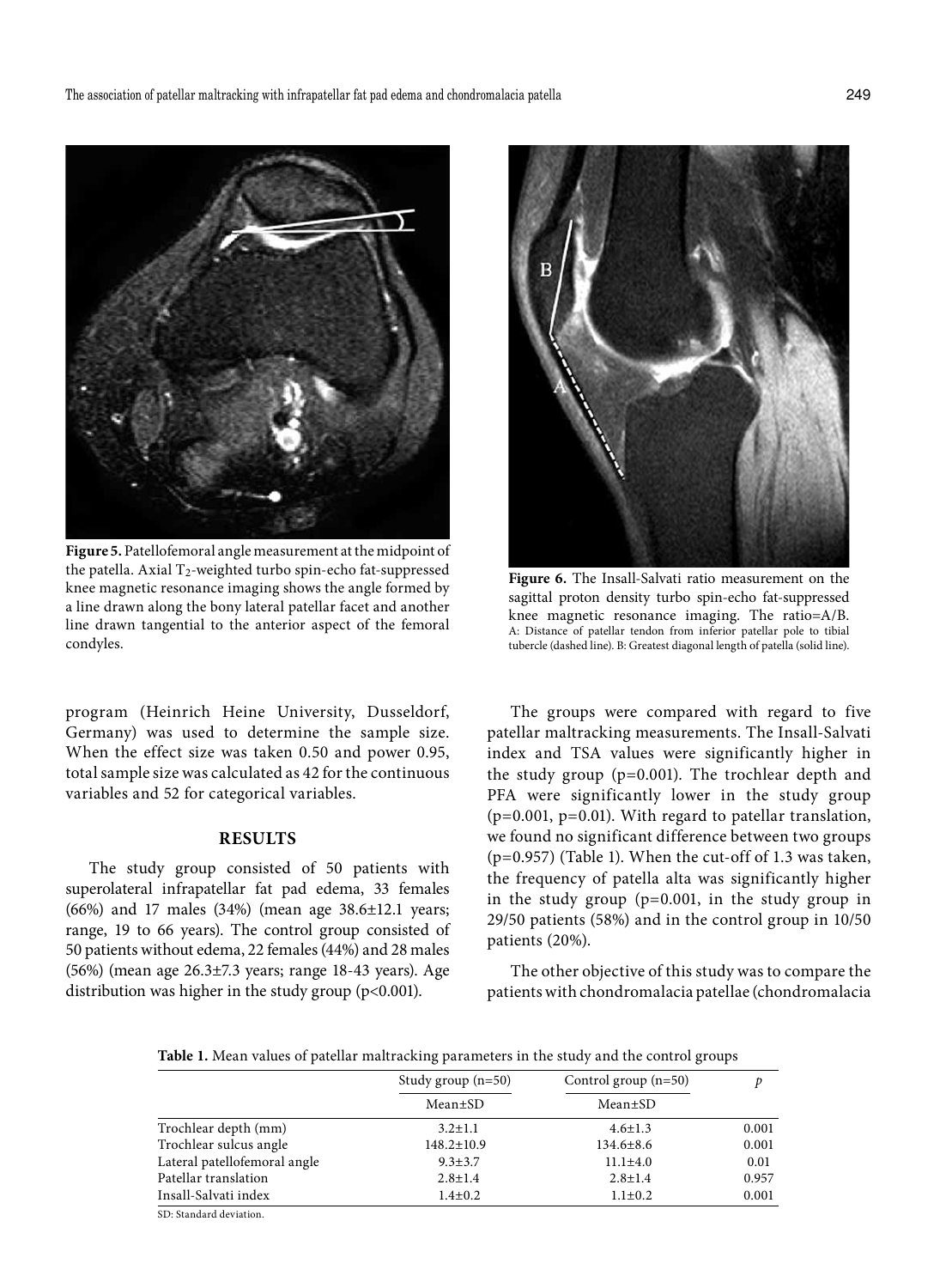**Figure 5.** Patellofemoral angle measurement at the midpoint of the patella. Axial $T_2$-weighted turbo spin-echo fat-suppressed knee magnetic resonance imaging shows the angle formed by a line drawn along the bony lateral patellar facet and another line drawn tangential to the anterior aspect of the femoral condyles.

**Figure 6.** The Insall-Salvati ratio measurement on the sagittal proton density turbo spin-echo fat-suppressed knee magnetic resonance imaging. The ratio=A/B. A: Distance of patellar tendon from inferior patellar pole to tibial tubercle (dashed line). B: Greatest diagonal length of patella (solid line).

program (Heinrich Heine University, Dusseldorf, Germany) was used to determine the sample size. When the effect size was taken 0.50 and power 0.95, total sample size was calculated as 42 for the continuous variables and 52 for categorical variables.

## RESULTS

The study group consisted of 50 patients with superolateral infrapatellar fat pad edema, 33 females (66%) and 17 males (34%) (mean age 38.6±12.1 years; range, 19 to 66 years). The control group consisted of 50 patients without edema, 22 females (44%) and 28 males (56%) (mean age 26.3±7.3 years; range 18-43 years). Age distribution was higher in the study group ($p<0.001$).

The groups were compared with regard to five patellar maltracking measurements. The Insall-Salvati index and TSA values were significantly higher in the study group ($p=0.001$). The trochlear depth and PFA were significantly lower in the study group ($p=0.001$, $p=0.01$). With regard to patellar translation, we found no significant difference between two groups ($p=0.957$) (Table 1). When the cut-off of 1.3 was taken, the frequency of patella alta was significantly higher in the study group ($p=0.001$, in the study group in 29/50 patients (58%) and in the control group in 10/50 patients (20%).

The other objective of this study was to compare the patients with chondromalacia patellae (chondromalacia

**Table 1.** Mean values of patellar maltracking parameters in the study and the control groups

| | Study group (n=50) | Control group (n=50) | *p* |
|---|---|---|---|
| | Mean±SD | Mean±SD | |
| Trochlear depth (mm) | 3.2±1.1 | 4.6±1.3 | 0.001 |
| Trochlear sulcus angle | 148.2±10.9 | 134.6±8.6 | 0.001 |
| Lateral patellofemoral angle | 9.3±3.7 | 11.1±4.0 | 0.01 |
| Patellar translation | 2.8±1.4 | 2.8±1.4 | 0.957 |
| Insall-Salvati index | 1.4±0.2 | 1.1±0.2 | 0.001 |

SD: Standard deviation.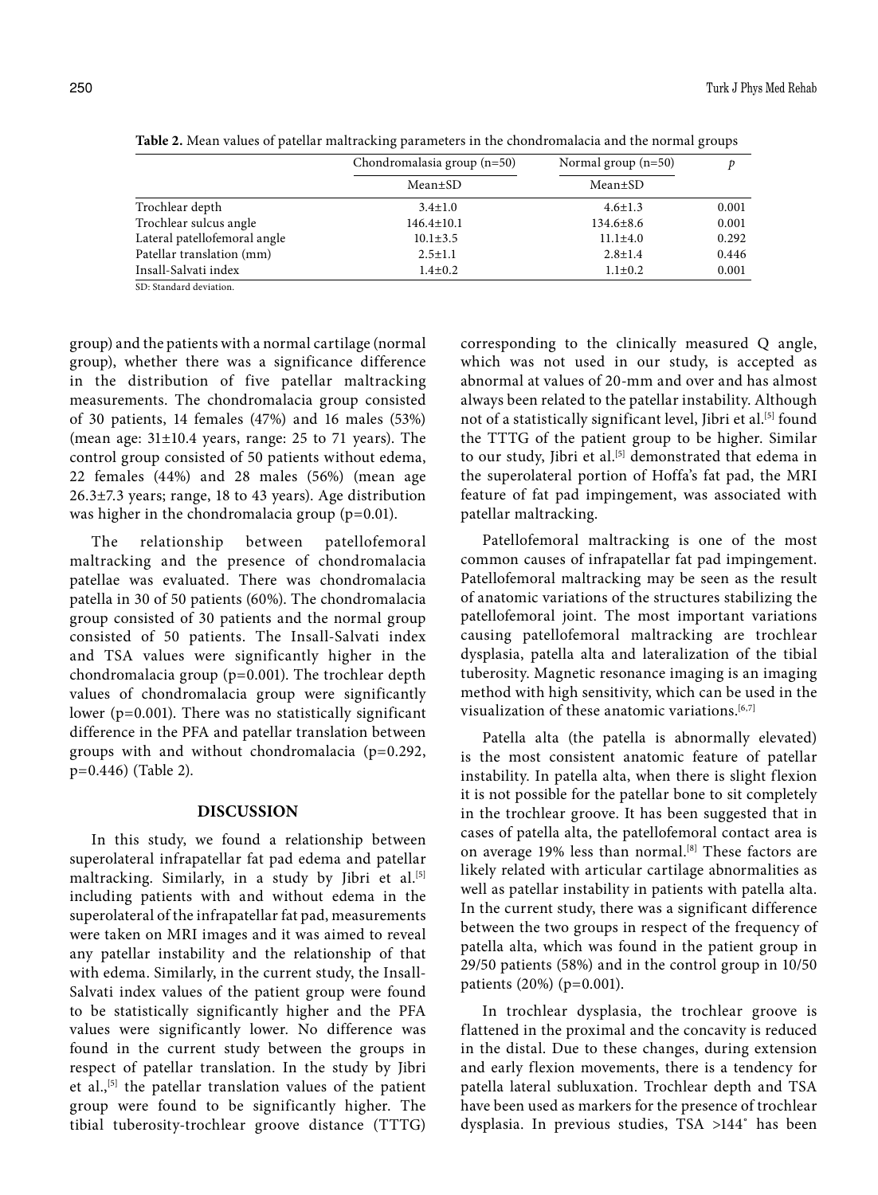**Table 2.** Mean values of patellar maltracking parameters in the chondromalacia and the normal groups

| | Chondromalasia group (n=50) | Normal group (n=50) | *p* |
|---|---|---|---|
| | Mean±SD | Mean±SD | |
| Trochlear depth | 3.4±1.0 | 4.6±1.3 | 0.001 |
| Trochlear sulcus angle | 146.4±10.1 | 134.6±8.6 | 0.001 |
| Lateral patellofemoral angle | 10.1±3.5 | 11.1±4.0 | 0.292 |
| Patellar translation (mm) | 2.5±1.1 | 2.8±1.4 | 0.446 |
| Insall-Salvati index | 1.4±0.2 | 1.1±0.2 | 0.001 |

SD: Standard deviation.

group) and the patients with a normal cartilage (normal group), whether there was a significance difference in the distribution of five patellar maltracking measurements. The chondromalacia group consisted of 30 patients, 14 females (47%) and 16 males (53%) (mean age: 31±10.4 years, range: 25 to 71 years). The control group consisted of 50 patients without edema, 22 females (44%) and 28 males (56%) (mean age 26.3±7.3 years; range, 18 to 43 years). Age distribution was higher in the chondromalacia group (p=0.01).

The relationship between patellofemoral maltracking and the presence of chondromalacia patellae was evaluated. There was chondromalacia patella in 30 of 50 patients (60%). The chondromalacia group consisted of 30 patients and the normal group consisted of 50 patients. The Insall-Salvati index and TSA values were significantly higher in the chondromalacia group (p=0.001). The trochlear depth values of chondromalacia group were significantly lower (p=0.001). There was no statistically significant difference in the PFA and patellar translation between groups with and without chondromalacia (p=0.292, p=0.446) (Table 2).

## DISCUSSION

In this study, we found a relationship between superolateral infrapatellar fat pad edema and patellar maltracking. Similarly, in a study by Jibri et al.[5] including patients with and without edema in the superolateral of the infrapatellar fat pad, measurements were taken on MRI images and it was aimed to reveal any patellar instability and the relationship of that with edema. Similarly, in the current study, the Insall-Salvati index values of the patient group were found to be statistically significantly higher and the PFA values were significantly lower. No difference was found in the current study between the groups in respect of patellar translation. In the study by Jibri et al.,[5] the patellar translation values of the patient group were found to be significantly higher. The tibial tuberosity-trochlear groove distance (TTTG) corresponding to the clinically measured Q angle, which was not used in our study, is accepted as abnormal at values of 20-mm and over and has almost always been related to the patellar instability. Although not of a statistically significant level, Jibri et al.[5] found the TTTG of the patient group to be higher. Similar to our study, Jibri et al.[5] demonstrated that edema in the superolateral portion of Hoffa's fat pad, the MRI feature of fat pad impingement, was associated with patellar maltracking.

Patellofemoral maltracking is one of the most common causes of infrapatellar fat pad impingement. Patellofemoral maltracking may be seen as the result of anatomic variations of the structures stabilizing the patellofemoral joint. The most important variations causing patellofemoral maltracking are trochlear dysplasia, patella alta and lateralization of the tibial tuberosity. Magnetic resonance imaging is an imaging method with high sensitivity, which can be used in the visualization of these anatomic variations.[6,7]

Patella alta (the patella is abnormally elevated) is the most consistent anatomic feature of patellar instability. In patella alta, when there is slight flexion it is not possible for the patellar bone to sit completely in the trochlear groove. It has been suggested that in cases of patella alta, the patellofemoral contact area is on average 19% less than normal.[8] These factors are likely related with articular cartilage abnormalities as well as patellar instability in patients with patella alta. In the current study, there was a significant difference between the two groups in respect of the frequency of patella alta, which was found in the patient group in 29/50 patients (58%) and in the control group in 10/50 patients (20%) (p=0.001).

In trochlear dysplasia, the trochlear groove is flattened in the proximal and the concavity is reduced in the distal. Due to these changes, during extension and early flexion movements, there is a tendency for patella lateral subluxation. Trochlear depth and TSA have been used as markers for the presence of trochlear dysplasia. In previous studies, TSA >144° has been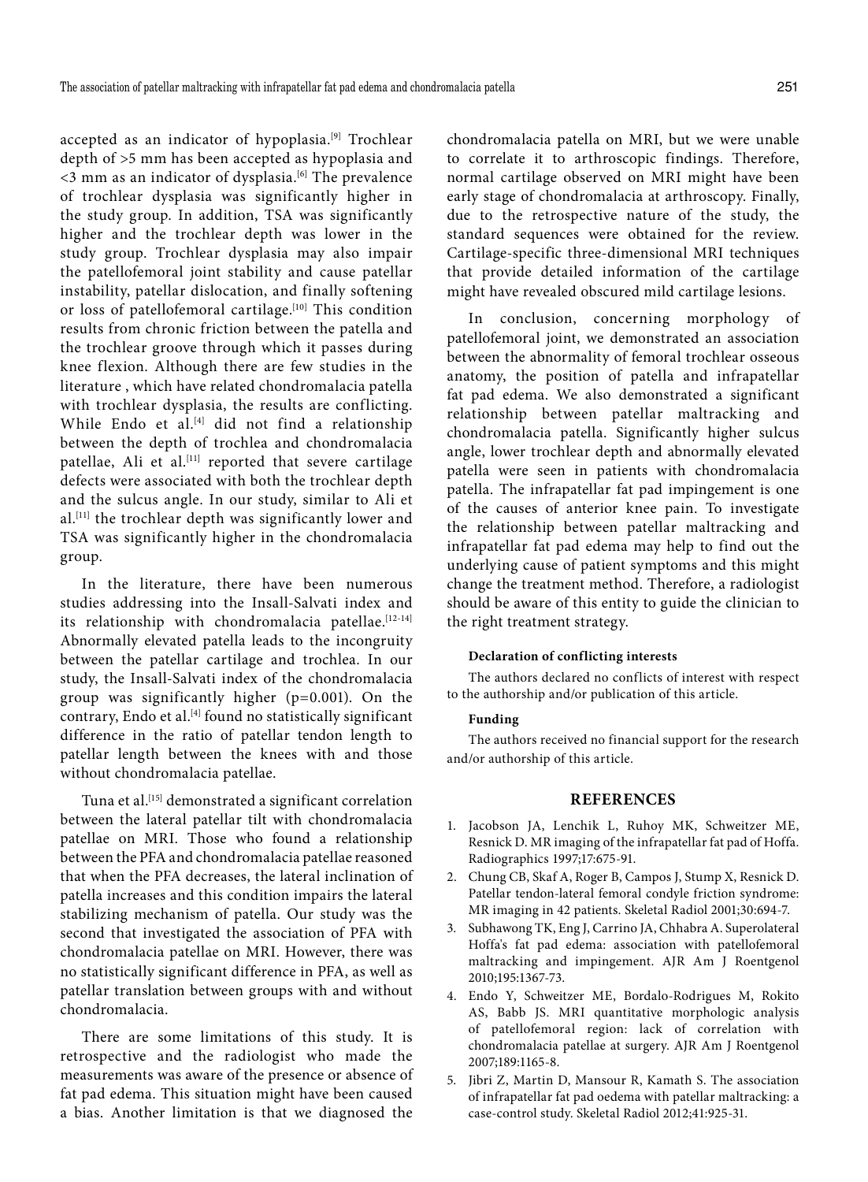accepted as an indicator of hypoplasia.[9] Trochlear depth of >5 mm has been accepted as hypoplasia and <3 mm as an indicator of dysplasia.[6] The prevalence of trochlear dysplasia was significantly higher in the study group. In addition, TSA was significantly higher and the trochlear depth was lower in the study group. Trochlear dysplasia may also impair the patellofemoral joint stability and cause patellar instability, patellar dislocation, and finally softening or loss of patellofemoral cartilage.[10] This condition results from chronic friction between the patella and the trochlear groove through which it passes during knee flexion. Although there are few studies in the literature , which have related chondromalacia patella with trochlear dysplasia, the results are conflicting. While Endo et al.[4] did not find a relationship between the depth of trochlea and chondromalacia patellae, Ali et al.[11] reported that severe cartilage defects were associated with both the trochlear depth and the sulcus angle. In our study, similar to Ali et al.[11] the trochlear depth was significantly lower and TSA was significantly higher in the chondromalacia group.

In the literature, there have been numerous studies addressing into the Insall-Salvati index and its relationship with chondromalacia patellae.[12-14] Abnormally elevated patella leads to the incongruity between the patellar cartilage and trochlea. In our study, the Insall-Salvati index of the chondromalacia group was significantly higher (p=0.001). On the contrary, Endo et al.[4] found no statistically significant difference in the ratio of patellar tendon length to patellar length between the knees with and those without chondromalacia patellae.

Tuna et al.[15] demonstrated a significant correlation between the lateral patellar tilt with chondromalacia patellae on MRI. Those who found a relationship between the PFA and chondromalacia patellae reasoned that when the PFA decreases, the lateral inclination of patella increases and this condition impairs the lateral stabilizing mechanism of patella. Our study was the second that investigated the association of PFA with chondromalacia patellae on MRI. However, there was no statistically significant difference in PFA, as well as patellar translation between groups with and without chondromalacia.

There are some limitations of this study. It is retrospective and the radiologist who made the measurements was aware of the presence or absence of fat pad edema. This situation might have been caused a bias. Another limitation is that we diagnosed the chondromalacia patella on MRI, but we were unable to correlate it to arthroscopic findings. Therefore, normal cartilage observed on MRI might have been early stage of chondromalacia at arthroscopy. Finally, due to the retrospective nature of the study, the standard sequences were obtained for the review. Cartilage-specific three-dimensional MRI techniques that provide detailed information of the cartilage might have revealed obscured mild cartilage lesions.

In conclusion, concerning morphology of patellofemoral joint, we demonstrated an association between the abnormality of femoral trochlear osseous anatomy, the position of patella and infrapatellar fat pad edema. We also demonstrated a significant relationship between patellar maltracking and chondromalacia patella. Significantly higher sulcus angle, lower trochlear depth and abnormally elevated patella were seen in patients with chondromalacia patella. The infrapatellar fat pad impingement is one of the causes of anterior knee pain. To investigate the relationship between patellar maltracking and infrapatellar fat pad edema may help to find out the underlying cause of patient symptoms and this might change the treatment method. Therefore, a radiologist should be aware of this entity to guide the clinician to the right treatment strategy.

#### Declaration of conflicting interests

The authors declared no conflicts of interest with respect to the authorship and/or publication of this article.

#### Funding

The authors received no financial support for the research and/or authorship of this article.

## REFERENCES

1. Jacobson JA, Lenchik L, Ruhoy MK, Schweitzer ME, Resnick D. MR imaging of the infrapatellar fat pad of Hoffa. Radiographics 1997;17:675-91.
2. Chung CB, Skaf A, Roger B, Campos J, Stump X, Resnick D. Patellar tendon-lateral femoral condyle friction syndrome: MR imaging in 42 patients. Skeletal Radiol 2001;30:694-7.
3. Subhawong TK, Eng J, Carrino JA, Chhabra A. Superolateral Hoffa's fat pad edema: association with patellofemoral maltracking and impingement. AJR Am J Roentgenol 2010;195:1367-73.
4. Endo Y, Schweitzer ME, Bordalo-Rodrigues M, Rokito AS, Babb JS. MRI quantitative morphologic analysis of patellofemoral region: lack of correlation with chondromalacia patellae at surgery. AJR Am J Roentgenol 2007;189:1165-8.
5. Jibri Z, Martin D, Mansour R, Kamath S. The association of infrapatellar fat pad oedema with patellar maltracking: a case-control study. Skeletal Radiol 2012;41:925-31.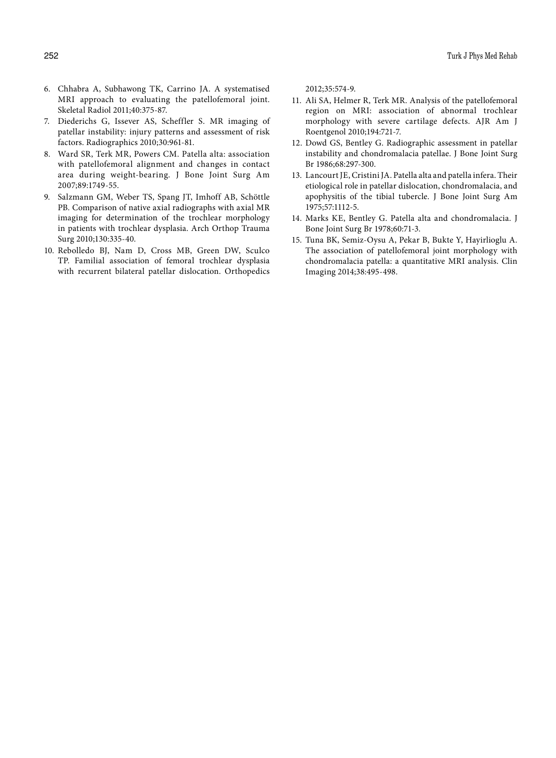6. Chhabra A, Subhawong TK, Carrino JA. A systematised MRI approach to evaluating the patellofemoral joint. Skeletal Radiol 2011;40:375-87.
7. Diederichs G, Issever AS, Scheffler S. MR imaging of patellar instability: injury patterns and assessment of risk factors. Radiographics 2010;30:961-81.
8. Ward SR, Terk MR, Powers CM. Patella alta: association with patellofemoral alignment and changes in contact area during weight-bearing. J Bone Joint Surg Am 2007;89:1749-55.
9. Salzmann GM, Weber TS, Spang JT, Imhoff AB, Schöttle PB. Comparison of native axial radiographs with axial MR imaging for determination of the trochlear morphology in patients with trochlear dysplasia. Arch Orthop Trauma Surg 2010;130:335-40.
10. Rebolledo BJ, Nam D, Cross MB, Green DW, Sculco TP. Familial association of femoral trochlear dysplasia with recurrent bilateral patellar dislocation. Orthopedics 2012;35:574-9.
11. Ali SA, Helmer R, Terk MR. Analysis of the patellofemoral region on MRI: association of abnormal trochlear morphology with severe cartilage defects. AJR Am J Roentgenol 2010;194:721-7.
12. Dowd GS, Bentley G. Radiographic assessment in patellar instability and chondromalacia patellae. J Bone Joint Surg Br 1986;68:297-300.
13. Lancourt JE, Cristini JA. Patella alta and patella infera. Their etiological role in patellar dislocation, chondromalacia, and apophysitis of the tibial tubercle. J Bone Joint Surg Am 1975;57:1112-5.
14. Marks KE, Bentley G. Patella alta and chondromalacia. J Bone Joint Surg Br 1978;60:71-3.
15. Tuna BK, Semiz-Oysu A, Pekar B, Bukte Y, Hayirlioglu A. The association of patellofemoral joint morphology with chondromalacia patella: a quantitative MRI analysis. Clin Imaging 2014;38:495-498.